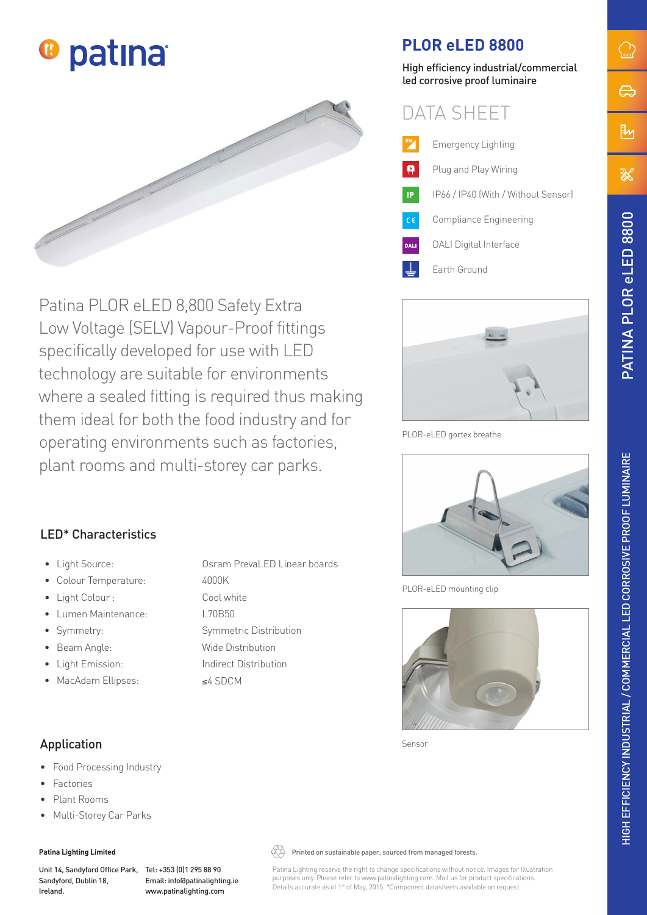patina

# PLOR eLED 8800

High efficiency industrial/commercial led corrosive proof luminaire

## DATA SHEET

- Emergency Lighting
- Plug and Play Wiring
- IP66 / IP40 (With / Without Sensor)
- Compliance Engineering
- DALI Digital Interface
- Earth Ground

Patina PLOR eLED 8,800 Safety Extra Low Voltage (SELV) Vapour-Proof fittings specifically developed for use with LED technology are suitable for environments where a sealed fitting is required thus making them ideal for both the food industry and for operating environments such as factories, plant rooms and multi-storey car parks.

PLOR-eLED gortex breathe

PLOR-eLED mounting clip

Sensor

## LED* Characteristics

- Light Source: Osram PrevaLED Linear boards
- Colour Temperature: 4000K
- Light Colour : Cool white
- Lumen Maintenance: L70B50
- Symmetry: Symmetric Distribution
- Beam Angle: Wide Distribution
- Light Emission: Indirect Distribution
- MacAdam Ellipses: ≤4 SDCM

## Application

- Food Processing Industry
- Factories
- Plant Rooms
- Multi-Storey Car Parks

HIGH EFFICIENCY INDUSTRIAL / COMMERCIAL LED CORROSIVE PROOF LUMINAIRE

PATINA PLOR eLED 8800

**Patina Lighting Limited**

Unit 14, Sandyford Office Park, Sandyford, Dublin 18, Ireland.

Tel: +353 (0)1 295 88 90
Email: info@patinalighting.ie
www.patinalighting.com

Printed on sustainable paper, sourced from managed forests.

Patina Lighting reserve the right to change specifications without notice. Images for Illustration purposes only. Please refer to www.patinalighting.com. Mail us for product specifications. Details accurate as of 1st of May, 2015. *Component datasheets available on request.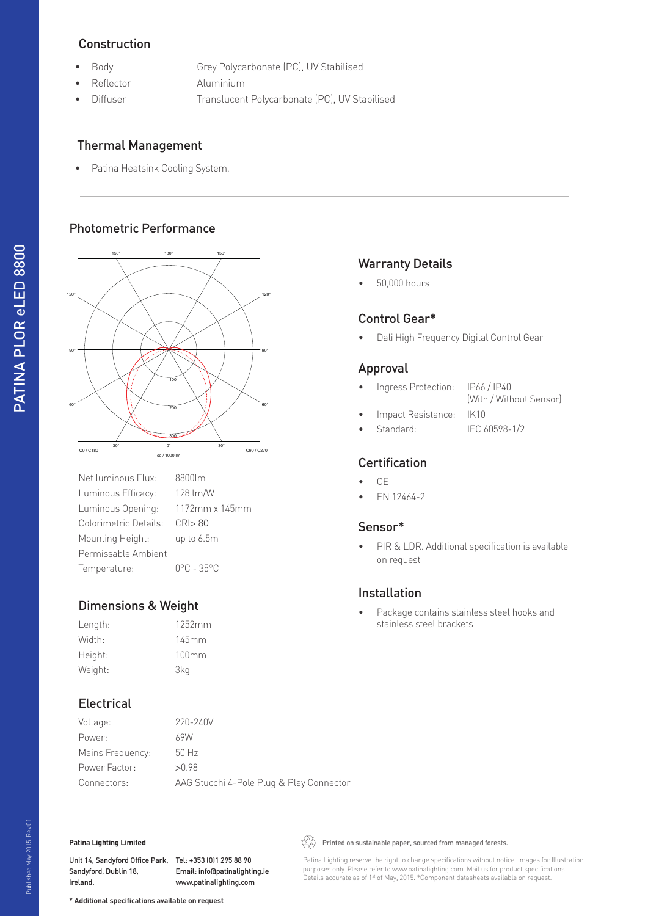## Construction

- Body — Grey Polycarbonate (PC), UV Stabilised
- Reflector — Aluminium
- Diffuser — Translucent Polycarbonate (PC), UV Stabilised

## Thermal Management

- Patina Heatsink Cooling System.

## Photometric Performance

150° 180° 150°
120° 120°
90° 90°
60° 60°
30° 0° 30°
100
200
300
C0 / C180
C90 / C270
cd / 1000 lm

| | |
|---|---|
| Net luminous Flux: | 8800lm |
| Luminous Efficacy: | 128 lm/W |
| Luminous Opening: | 1172mm x 145mm |
| Colorimetric Details: | CRI> 80 |
| Mounting Height: | up to 6.5m |
| Permissable Ambient Temperature: | 0°C - 35°C |

## Dimensions & Weight

| | |
|---|---|
| Length: | 1252mm |
| Width: | 145mm |
| Height: | 100mm |
| Weight: | 3kg |

## Electrical

| | |
|---|---|
| Voltage: | 220-240V |
| Power: | 69W |
| Mains Frequency: | 50 Hz |
| Power Factor: | >0.98 |
| Connectors: | AAG Stucchi 4-Pole Plug & Play Connector |

## Warranty Details

- 50,000 hours

## Control Gear*

- Dali High Frequency Digital Control Gear

## Approval

- Ingress Protection: IP66 / IP40 (With / Without Sensor)
- Impact Resistance: IK10
- Standard: IEC 60598-1/2

## Certification

- CE
- EN 12464-2

## Sensor*

- PIR & LDR. Additional specification is available on request

## Installation

- Package contains stainless steel hooks and stainless steel brackets

**Patina Lighting Limited**

**Unit 14, Sandyford Office Park, Sandyford, Dublin 18, Ireland.**

**Tel: +353 (0)1 295 88 90**
**Email: info@patinalighting.ie**
**www.patinalighting.com**

**Printed on sustainable paper, sourced from managed forests.**

Patina Lighting reserve the right to change specifications without notice. Images for Illustration purposes only. Please refer to www.patinalighting.com. Mail us for product specifications. Details accurate as of 1st of May, 2015. *Component datasheets available on request.

**\* Additional specifications available on request**

Published May 2015. Rev01